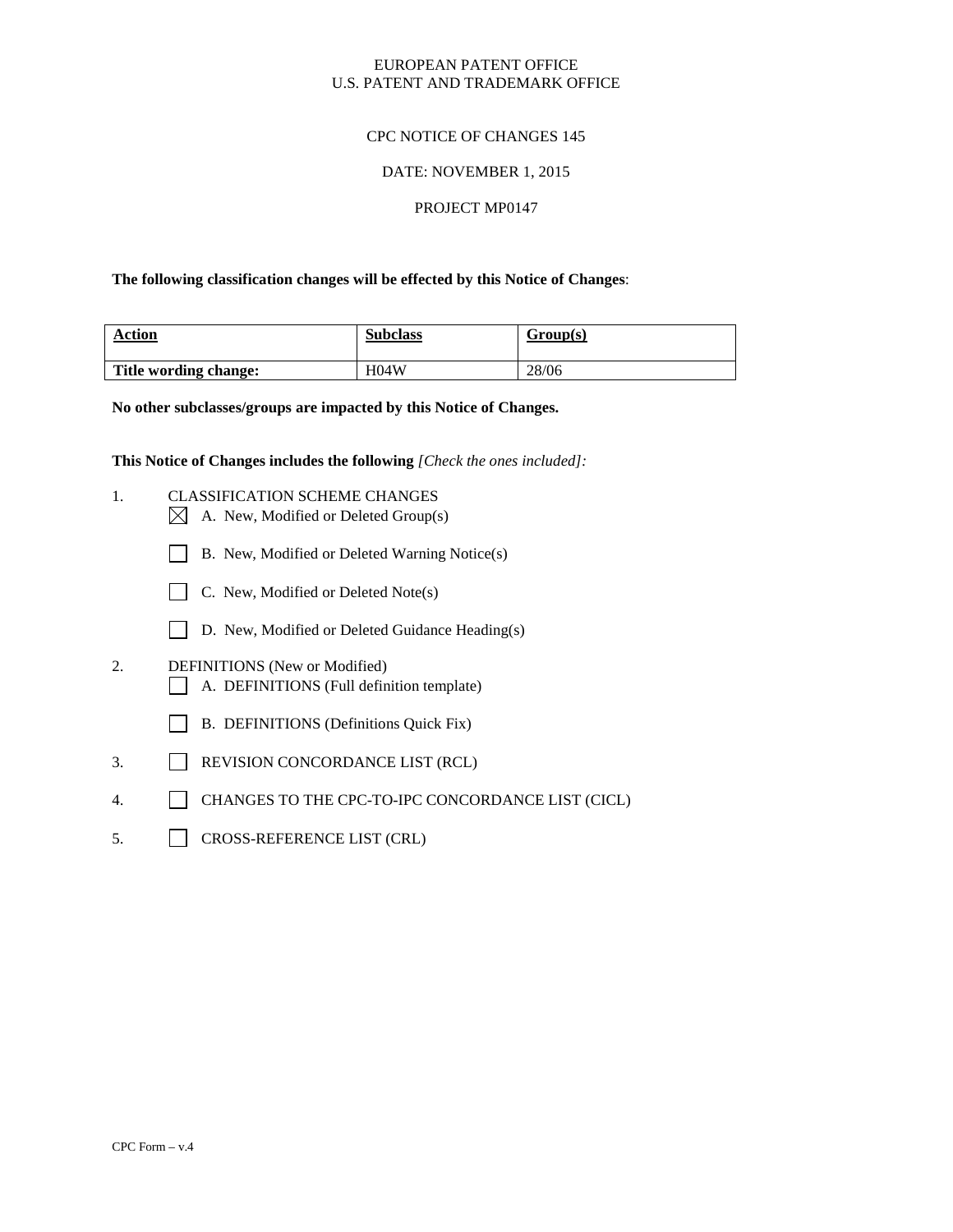EUROPEAN PATENT OFFICE
U.S. PATENT AND TRADEMARK OFFICE

CPC NOTICE OF CHANGES 145

DATE: NOVEMBER 1, 2015

PROJECT MP0147

**The following classification changes will be effected by this Notice of Changes**:

| Action | Subclass | Group(s) |
|---|---|---|
| **Title wording change:** | H04W | 28/06 |

**No other subclasses/groups are impacted by this Notice of Changes.**

**This Notice of Changes includes the following** *[Check the ones included]:*

1. CLASSIFICATION SCHEME CHANGES
   - [X] A. New, Modified or Deleted Group(s)
   - [ ] B. New, Modified or Deleted Warning Notice(s)
   - [ ] C. New, Modified or Deleted Note(s)
   - [ ] D. New, Modified or Deleted Guidance Heading(s)
2. DEFINITIONS (New or Modified)
   - [ ] A. DEFINITIONS (Full definition template)
   - [ ] B. DEFINITIONS (Definitions Quick Fix)
3. [ ] REVISION CONCORDANCE LIST (RCL)
4. [ ] CHANGES TO THE CPC-TO-IPC CONCORDANCE LIST (CICL)
5. [ ] CROSS-REFERENCE LIST (CRL)

CPC Form – v.4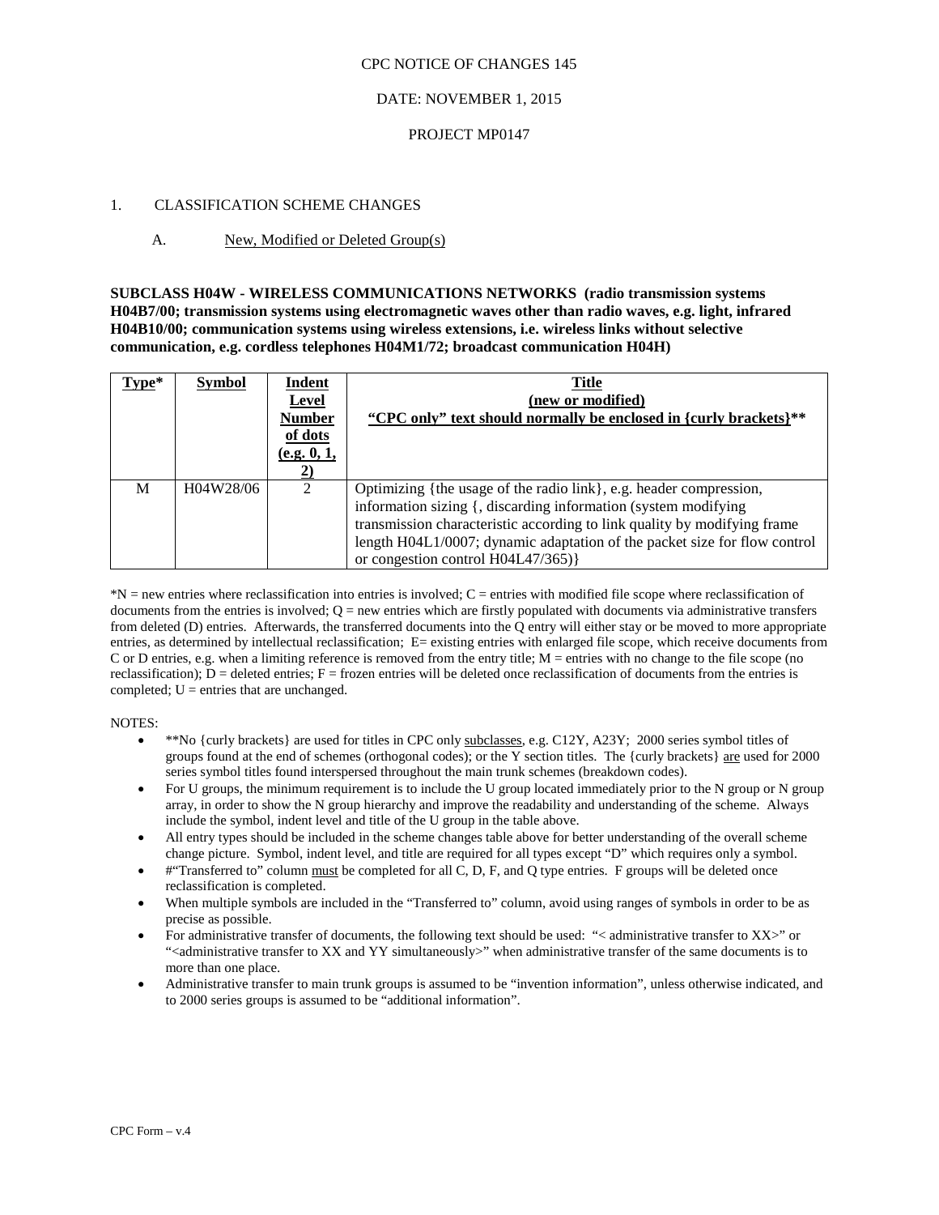CPC NOTICE OF CHANGES 145

DATE: NOVEMBER 1, 2015

PROJECT MP0147

1. CLASSIFICATION SCHEME CHANGES

A. New, Modified or Deleted Group(s)

**SUBCLASS H04W - WIRELESS COMMUNICATIONS NETWORKS (radio transmission systems H04B7/00; transmission systems using electromagnetic waves other than radio waves, e.g. light, infrared H04B10/00; communication systems using wireless extensions, i.e. wireless links without selective communication, e.g. cordless telephones H04M1/72; broadcast communication H04H)**

| Type* | Symbol | Indent Level Number of dots (e.g. 0, 1, 2) | Title (new or modified) "CPC only" text should normally be enclosed in {curly brackets}** |
|---|---|---|---|
| M | H04W28/06 | 2 | Optimizing {the usage of the radio link}, e.g. header compression, information sizing {, discarding information (system modifying transmission characteristic according to link quality by modifying frame length H04L1/0007; dynamic adaptation of the packet size for flow control or congestion control H04L47/365)} |

*N = new entries where reclassification into entries is involved; C = entries with modified file scope where reclassification of documents from the entries is involved; Q = new entries which are firstly populated with documents via administrative transfers from deleted (D) entries. Afterwards, the transferred documents into the Q entry will either stay or be moved to more appropriate entries, as determined by intellectual reclassification; E= existing entries with enlarged file scope, which receive documents from C or D entries, e.g. when a limiting reference is removed from the entry title; M = entries with no change to the file scope (no reclassification); D = deleted entries; F = frozen entries will be deleted once reclassification of documents from the entries is completed; U = entries that are unchanged.

NOTES:

- **No {curly brackets} are used for titles in CPC only subclasses, e.g. C12Y, A23Y; 2000 series symbol titles of groups found at the end of schemes (orthogonal codes); or the Y section titles. The {curly brackets} are used for 2000 series symbol titles found interspersed throughout the main trunk schemes (breakdown codes).
- For U groups, the minimum requirement is to include the U group located immediately prior to the N group or N group array, in order to show the N group hierarchy and improve the readability and understanding of the scheme. Always include the symbol, indent level and title of the U group in the table above.
- All entry types should be included in the scheme changes table above for better understanding of the overall scheme change picture. Symbol, indent level, and title are required for all types except "D" which requires only a symbol.
- #"Transferred to" column must be completed for all C, D, F, and Q type entries. F groups will be deleted once reclassification is completed.
- When multiple symbols are included in the "Transferred to" column, avoid using ranges of symbols in order to be as precise as possible.
- For administrative transfer of documents, the following text should be used: "< administrative transfer to XX>" or "<administrative transfer to XX and YY simultaneously>" when administrative transfer of the same documents is to more than one place.
- Administrative transfer to main trunk groups is assumed to be "invention information", unless otherwise indicated, and to 2000 series groups is assumed to be "additional information".